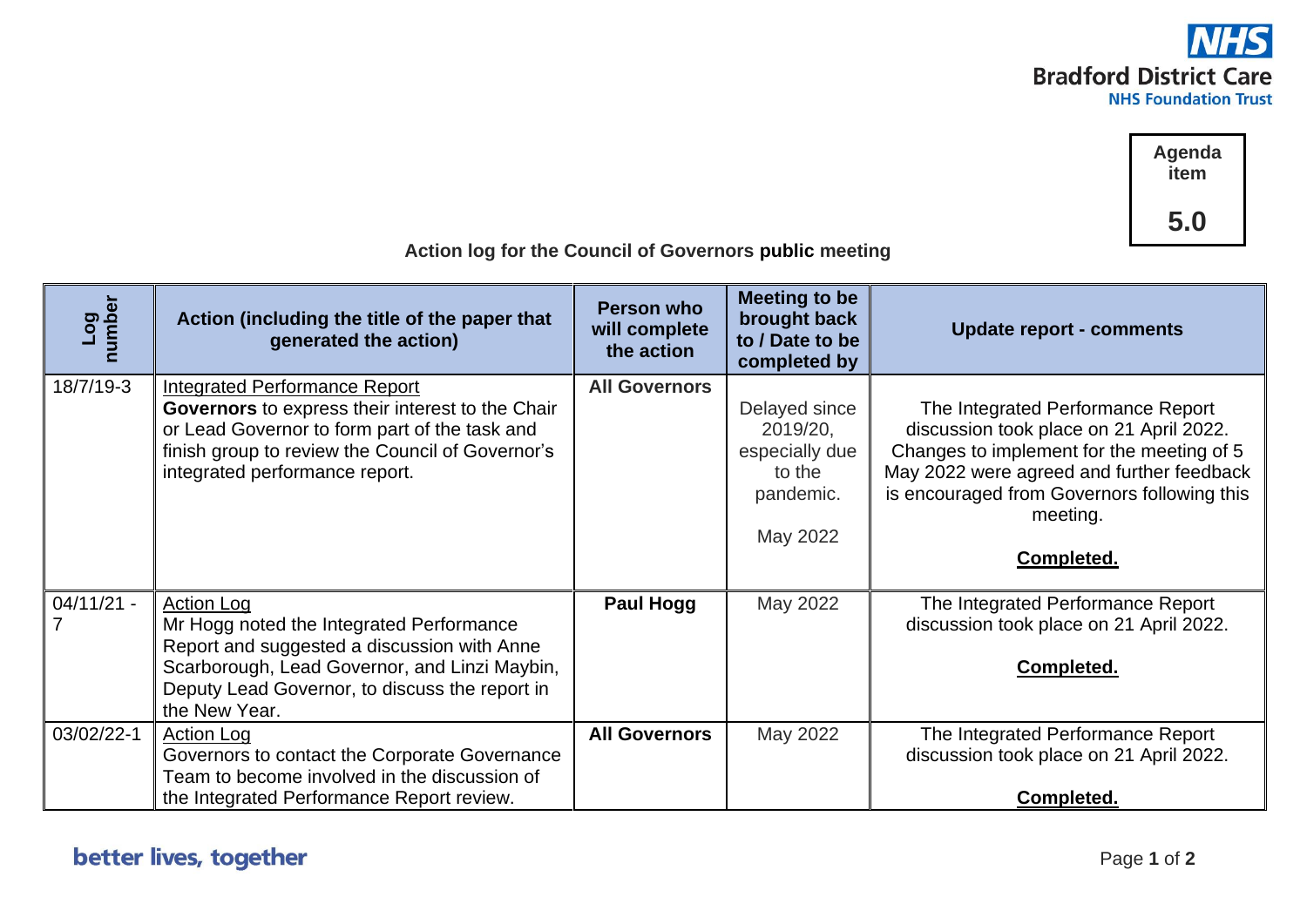Bradford District Care NHS Foundation Trust

**Agenda item 5.0**

**Action log for the Council of Governors public meeting**

| Log number | Action (including the title of the paper that generated the action) | Person who will complete the action | Meeting to be brought back to / Date to be completed by | Update report - comments |
|---|---|---|---|---|
| 18/7/19-3 | Integrated Performance Report<br>**Governors** to express their interest to the Chair or Lead Governor to form part of the task and finish group to review the Council of Governor's integrated performance report. | **All Governors** | Delayed since 2019/20, especially due to the pandemic.<br><br>May 2022 | The Integrated Performance Report discussion took place on 21 April 2022. Changes to implement for the meeting of 5 May 2022 were agreed and further feedback is encouraged from Governors following this meeting.<br><br>**Completed.** |
| 04/11/21 - 7 | Action Log<br>Mr Hogg noted the Integrated Performance Report and suggested a discussion with Anne Scarborough, Lead Governor, and Linzi Maybin, Deputy Lead Governor, to discuss the report in the New Year. | **Paul Hogg** | May 2022 | The Integrated Performance Report discussion took place on 21 April 2022.<br><br>**Completed.** |
| 03/02/22-1 | Action Log<br>Governors to contact the Corporate Governance Team to become involved in the discussion of the Integrated Performance Report review. | **All Governors** | May 2022 | The Integrated Performance Report discussion took place on 21 April 2022.<br><br>**Completed.** |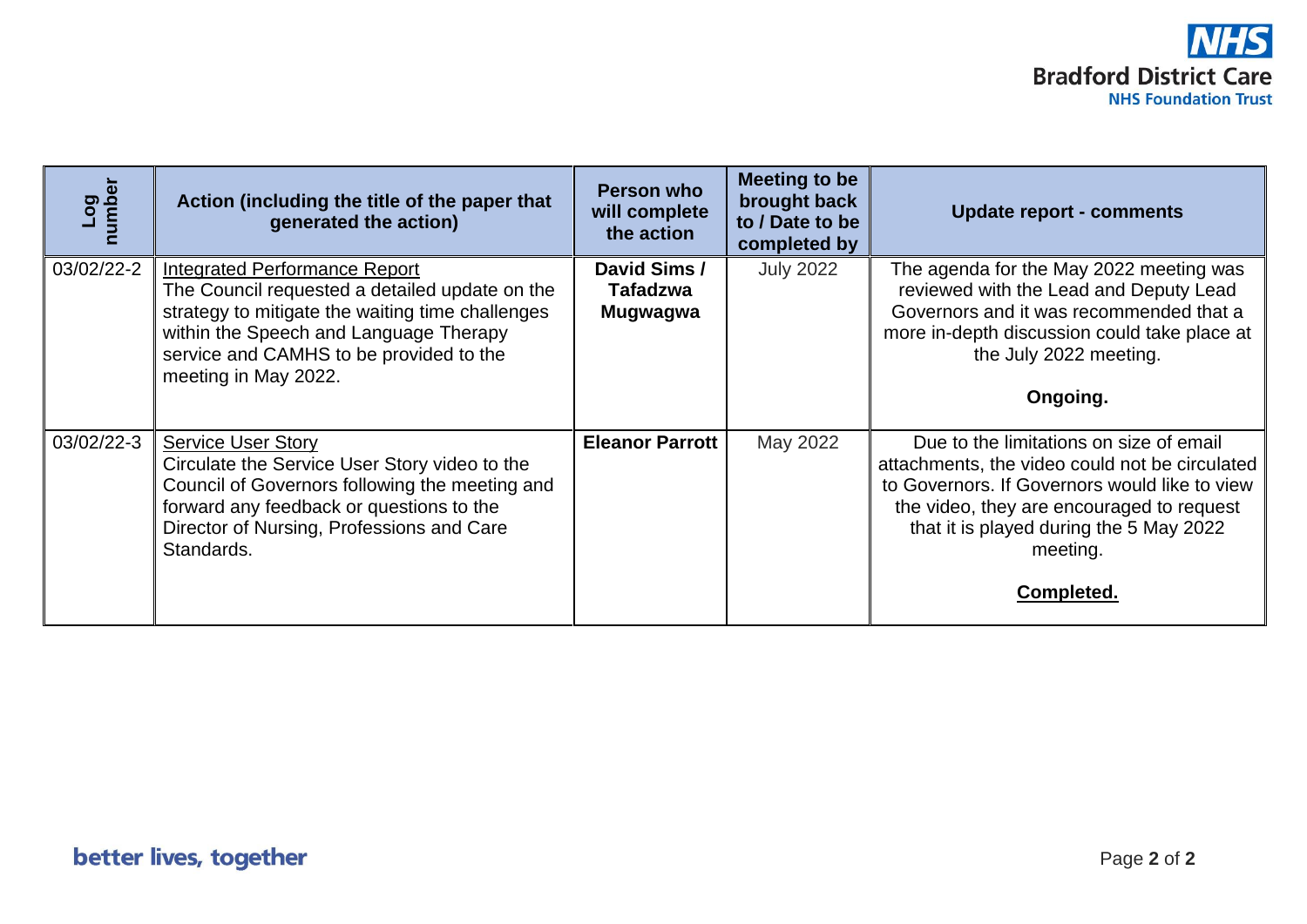| Log number | Action (including the title of the paper that generated the action) | Person who will complete the action | Meeting to be brought back to / Date to be completed by | Update report - comments |
|---|---|---|---|---|
| 03/02/22-2 | Integrated Performance Report<br>The Council requested a detailed update on the strategy to mitigate the waiting time challenges within the Speech and Language Therapy service and CAMHS to be provided to the meeting in May 2022. | **David Sims / Tafadzwa Mugwagwa** | July 2022 | The agenda for the May 2022 meeting was reviewed with the Lead and Deputy Lead Governors and it was recommended that a more in-depth discussion could take place at the July 2022 meeting.<br><br>**Ongoing.** |
| 03/02/22-3 | Service User Story<br>Circulate the Service User Story video to the Council of Governors following the meeting and forward any feedback or questions to the Director of Nursing, Professions and Care Standards. | **Eleanor Parrott** | May 2022 | Due to the limitations on size of email attachments, the video could not be circulated to Governors. If Governors would like to view the video, they are encouraged to request that it is played during the 5 May 2022 meeting.<br><br>**Completed.** |

better lives, together